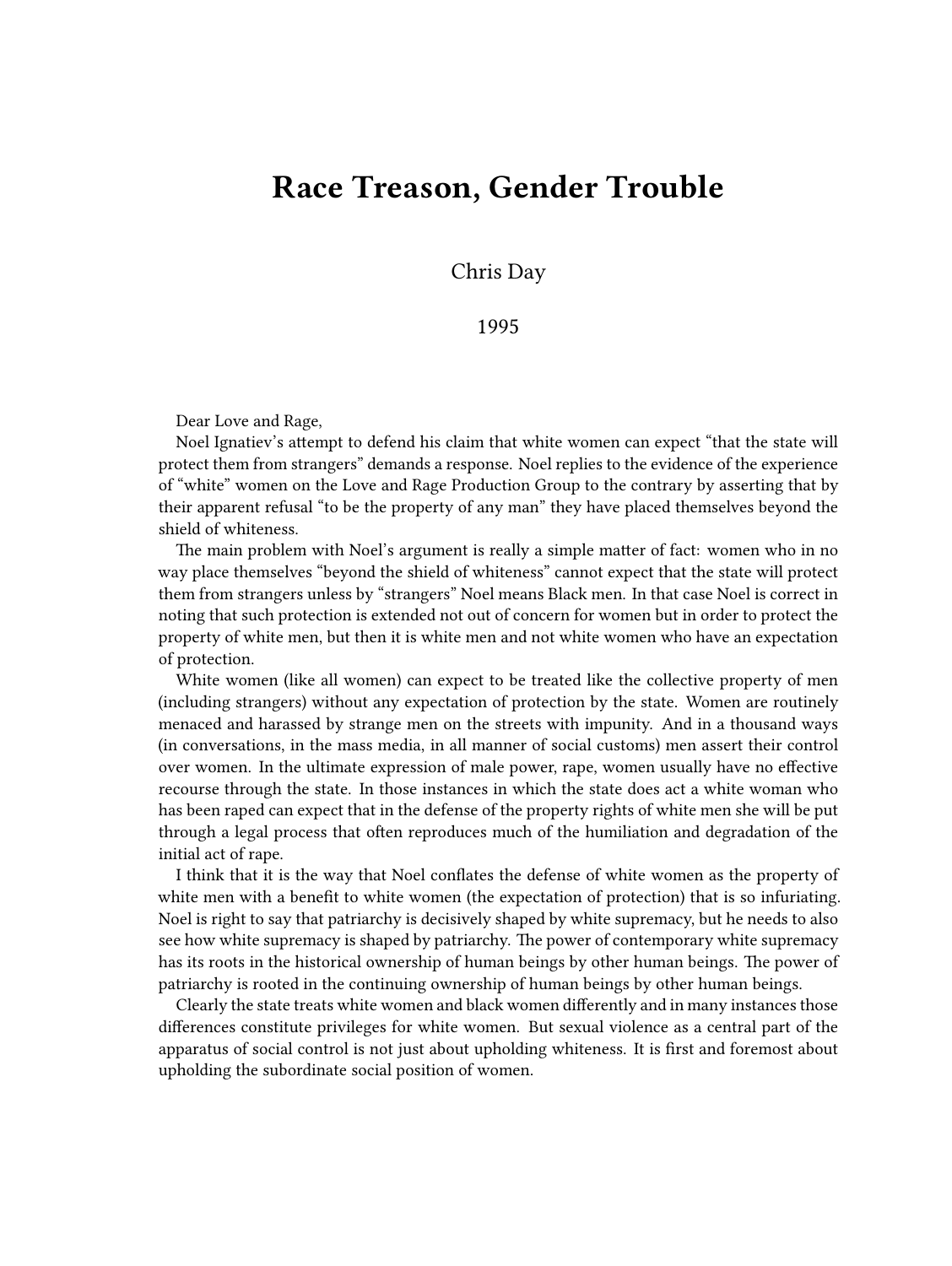# Race Treason, Gender Trouble

Chris Day

1995

Dear Love and Rage,

Noel Ignatiev's attempt to defend his claim that white women can expect "that the state will protect them from strangers" demands a response. Noel replies to the evidence of the experience of "white" women on the Love and Rage Production Group to the contrary by asserting that by their apparent refusal "to be the property of any man" they have placed themselves beyond the shield of whiteness.

The main problem with Noel's argument is really a simple matter of fact: women who in no way place themselves "beyond the shield of whiteness" cannot expect that the state will protect them from strangers unless by "strangers" Noel means Black men. In that case Noel is correct in noting that such protection is extended not out of concern for women but in order to protect the property of white men, but then it is white men and not white women who have an expectation of protection.

White women (like all women) can expect to be treated like the collective property of men (including strangers) without any expectation of protection by the state. Women are routinely menaced and harassed by strange men on the streets with impunity. And in a thousand ways (in conversations, in the mass media, in all manner of social customs) men assert their control over women. In the ultimate expression of male power, rape, women usually have no effective recourse through the state. In those instances in which the state does act a white woman who has been raped can expect that in the defense of the property rights of white men she will be put through a legal process that often reproduces much of the humiliation and degradation of the initial act of rape.

I think that it is the way that Noel conflates the defense of white women as the property of white men with a benefit to white women (the expectation of protection) that is so infuriating. Noel is right to say that patriarchy is decisively shaped by white supremacy, but he needs to also see how white supremacy is shaped by patriarchy. The power of contemporary white supremacy has its roots in the historical ownership of human beings by other human beings. The power of patriarchy is rooted in the continuing ownership of human beings by other human beings.

Clearly the state treats white women and black women differently and in many instances those differences constitute privileges for white women. But sexual violence as a central part of the apparatus of social control is not just about upholding whiteness. It is first and foremost about upholding the subordinate social position of women.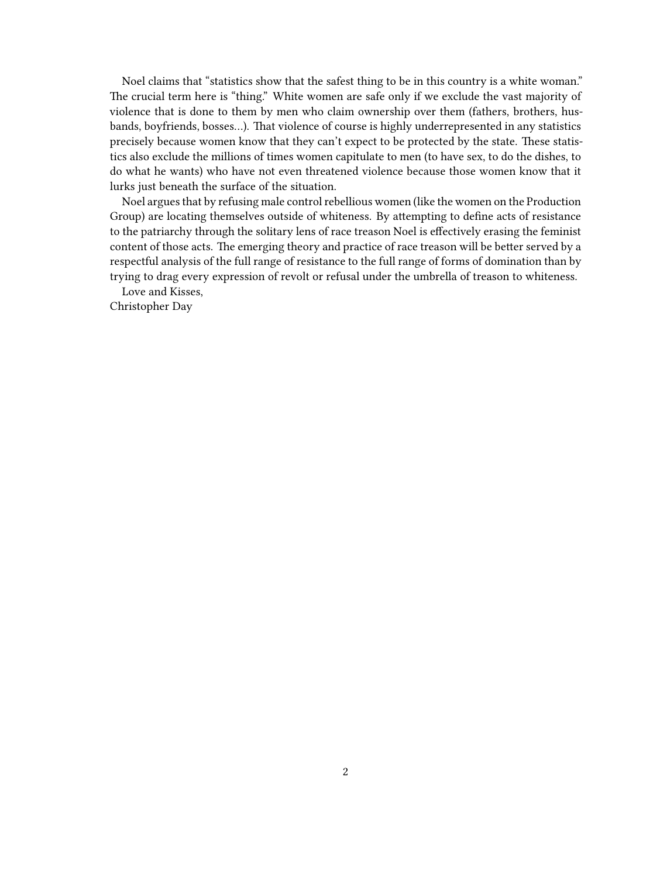Noel claims that "statistics show that the safest thing to be in this country is a white woman." The crucial term here is "thing." White women are safe only if we exclude the vast majority of violence that is done to them by men who claim ownership over them (fathers, brothers, husbands, boyfriends, bosses…). That violence of course is highly underrepresented in any statistics precisely because women know that they can't expect to be protected by the state. These statistics also exclude the millions of times women capitulate to men (to have sex, to do the dishes, to do what he wants) who have not even threatened violence because those women know that it lurks just beneath the surface of the situation.

Noel argues that by refusing male control rebellious women (like the women on the Production Group) are locating themselves outside of whiteness. By attempting to define acts of resistance to the patriarchy through the solitary lens of race treason Noel is effectively erasing the feminist content of those acts. The emerging theory and practice of race treason will be better served by a respectful analysis of the full range of resistance to the full range of forms of domination than by trying to drag every expression of revolt or refusal under the umbrella of treason to whiteness.

Love and Kisses,
Christopher Day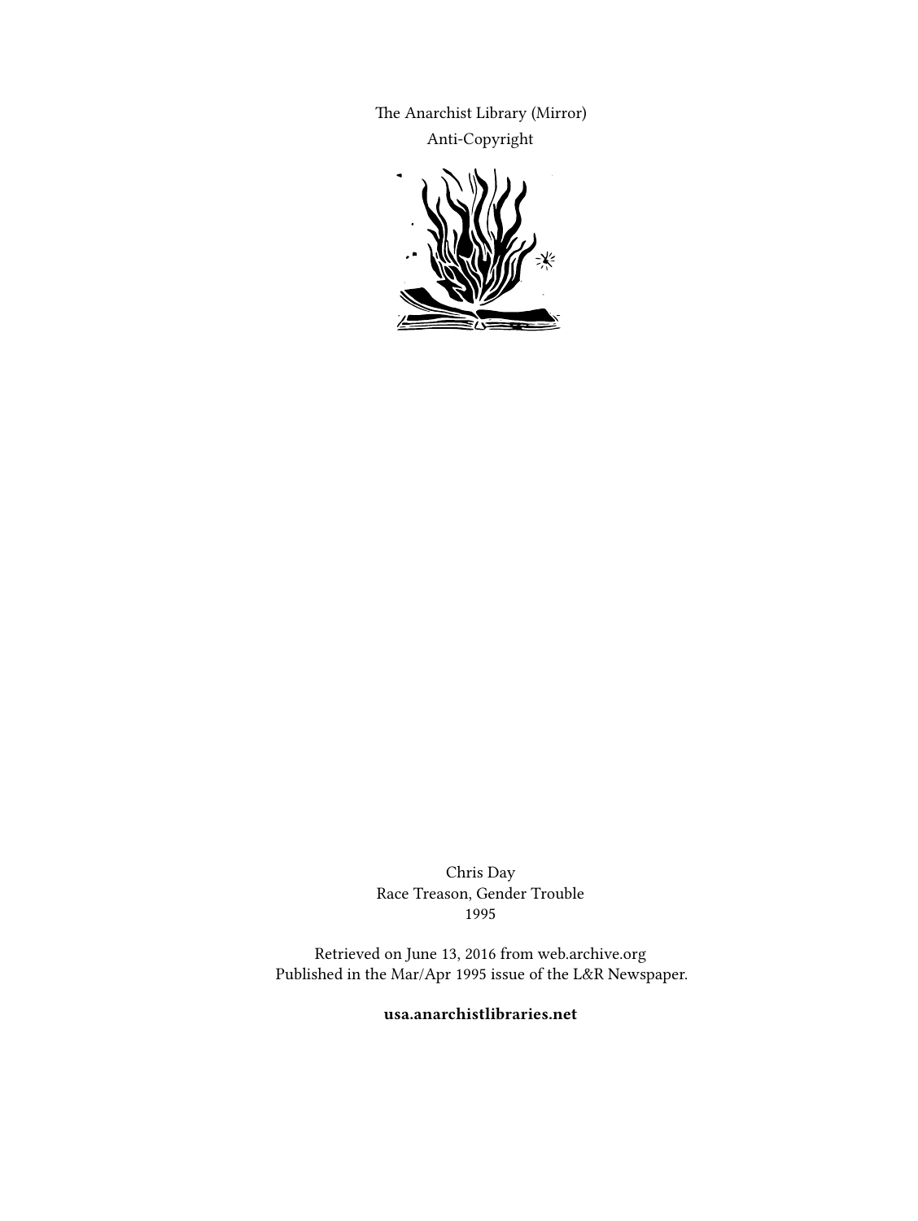The Anarchist Library (Mirror)
Anti-Copyright

Chris Day
Race Treason, Gender Trouble
1995

Retrieved on June 13, 2016 from web.archive.org
Published in the Mar/Apr 1995 issue of the L&R Newspaper.

**usa.anarchistlibraries.net**